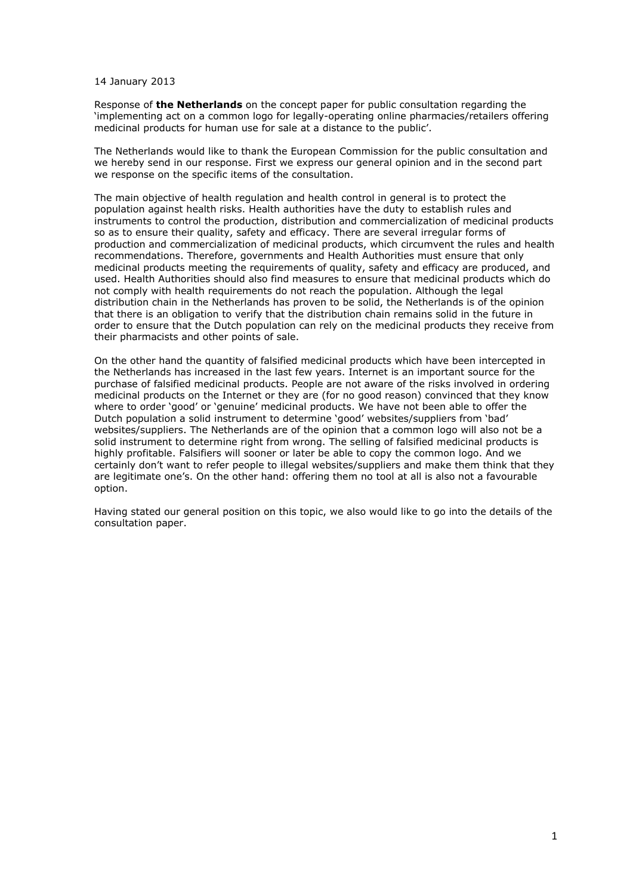14 January 2013

Response of **the Netherlands** on the concept paper for public consultation regarding the 'implementing act on a common logo for legally-operating online pharmacies/retailers offering medicinal products for human use for sale at a distance to the public'.

The Netherlands would like to thank the European Commission for the public consultation and we hereby send in our response. First we express our general opinion and in the second part we response on the specific items of the consultation.

The main objective of health regulation and health control in general is to protect the population against health risks. Health authorities have the duty to establish rules and instruments to control the production, distribution and commercialization of medicinal products so as to ensure their quality, safety and efficacy. There are several irregular forms of production and commercialization of medicinal products, which circumvent the rules and health recommendations. Therefore, governments and Health Authorities must ensure that only medicinal products meeting the requirements of quality, safety and efficacy are produced, and used. Health Authorities should also find measures to ensure that medicinal products which do not comply with health requirements do not reach the population. Although the legal distribution chain in the Netherlands has proven to be solid, the Netherlands is of the opinion that there is an obligation to verify that the distribution chain remains solid in the future in order to ensure that the Dutch population can rely on the medicinal products they receive from their pharmacists and other points of sale.

On the other hand the quantity of falsified medicinal products which have been intercepted in the Netherlands has increased in the last few years. Internet is an important source for the purchase of falsified medicinal products. People are not aware of the risks involved in ordering medicinal products on the Internet or they are (for no good reason) convinced that they know where to order 'good' or 'genuine' medicinal products. We have not been able to offer the Dutch population a solid instrument to determine 'good' websites/suppliers from 'bad' websites/suppliers. The Netherlands are of the opinion that a common logo will also not be a solid instrument to determine right from wrong. The selling of falsified medicinal products is highly profitable. Falsifiers will sooner or later be able to copy the common logo. And we certainly don't want to refer people to illegal websites/suppliers and make them think that they are legitimate one's. On the other hand: offering them no tool at all is also not a favourable option.

Having stated our general position on this topic, we also would like to go into the details of the consultation paper.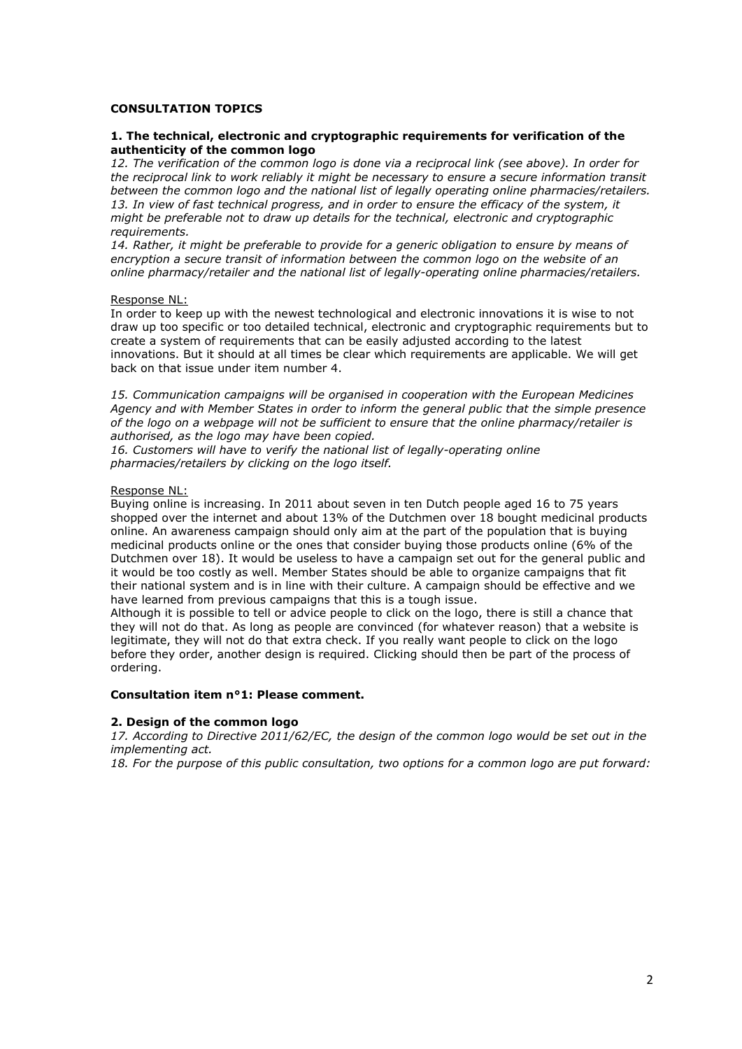**CONSULTATION TOPICS**

**1. The technical, electronic and cryptographic requirements for verification of the authenticity of the common logo**

*12. The verification of the common logo is done via a reciprocal link (see above). In order for the reciprocal link to work reliably it might be necessary to ensure a secure information transit between the common logo and the national list of legally operating online pharmacies/retailers.*
*13. In view of fast technical progress, and in order to ensure the efficacy of the system, it might be preferable not to draw up details for the technical, electronic and cryptographic requirements.*
*14. Rather, it might be preferable to provide for a generic obligation to ensure by means of encryption a secure transit of information between the common logo on the website of an online pharmacy/retailer and the national list of legally-operating online pharmacies/retailers.*

<u>Response NL:</u>
In order to keep up with the newest technological and electronic innovations it is wise to not draw up too specific or too detailed technical, electronic and cryptographic requirements but to create a system of requirements that can be easily adjusted according to the latest innovations. But it should at all times be clear which requirements are applicable. We will get back on that issue under item number 4.

*15. Communication campaigns will be organised in cooperation with the European Medicines Agency and with Member States in order to inform the general public that the simple presence of the logo on a webpage will not be sufficient to ensure that the online pharmacy/retailer is authorised, as the logo may have been copied.*
*16. Customers will have to verify the national list of legally-operating online pharmacies/retailers by clicking on the logo itself.*

<u>Response NL:</u>
Buying online is increasing. In 2011 about seven in ten Dutch people aged 16 to 75 years shopped over the internet and about 13% of the Dutchmen over 18 bought medicinal products online. An awareness campaign should only aim at the part of the population that is buying medicinal products online or the ones that consider buying those products online (6% of the Dutchmen over 18). It would be useless to have a campaign set out for the general public and it would be too costly as well. Member States should be able to organize campaigns that fit their national system and is in line with their culture. A campaign should be effective and we have learned from previous campaigns that this is a tough issue.
Although it is possible to tell or advice people to click on the logo, there is still a chance that they will not do that. As long as people are convinced (for whatever reason) that a website is legitimate, they will not do that extra check. If you really want people to click on the logo before they order, another design is required. Clicking should then be part of the process of ordering.

**Consultation item n°1: Please comment.**

**2. Design of the common logo**

*17. According to Directive 2011/62/EC, the design of the common logo would be set out in the implementing act.*
*18. For the purpose of this public consultation, two options for a common logo are put forward:*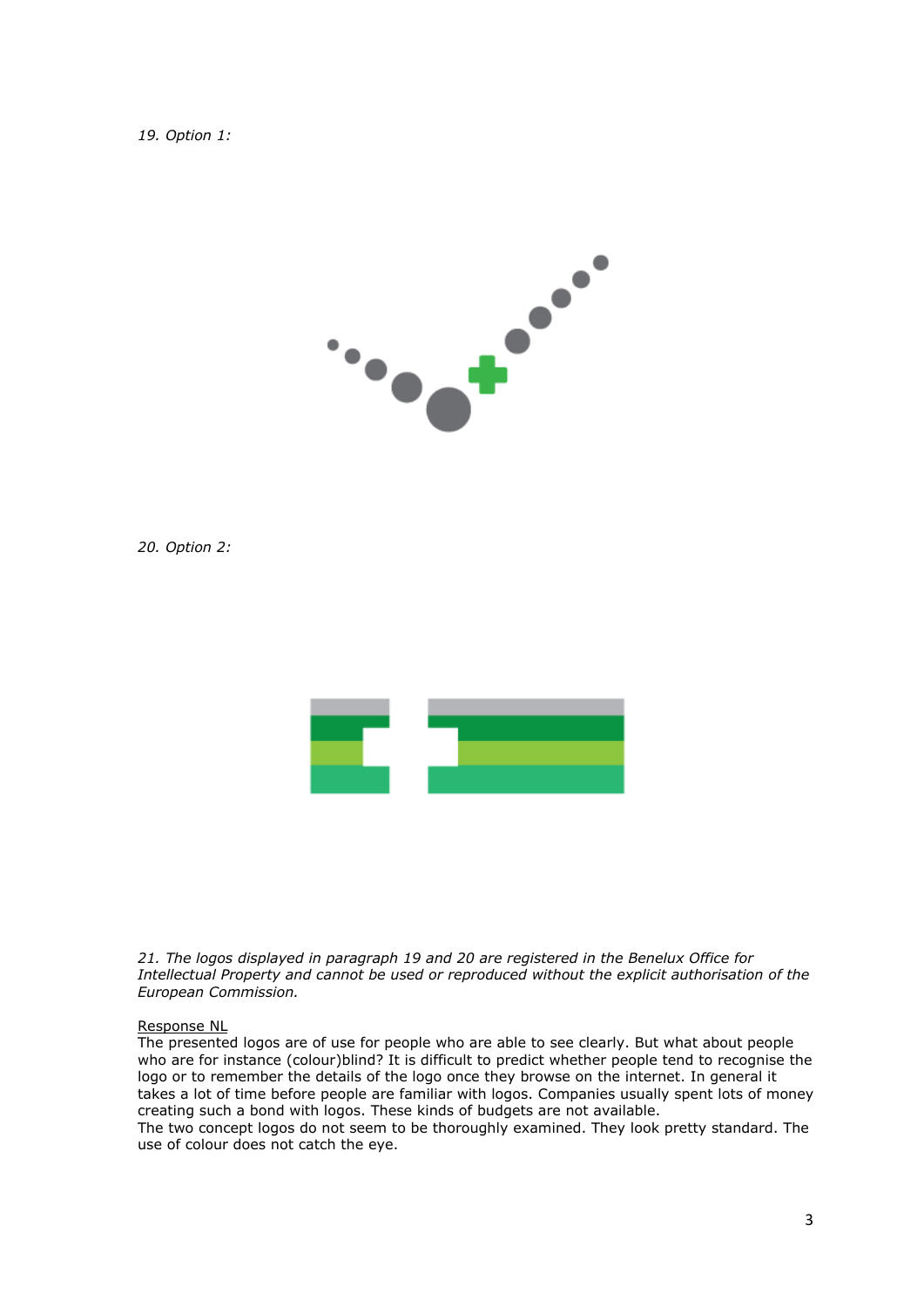*19. Option 1:*

*20. Option 2:*

*21. The logos displayed in paragraph 19 and 20 are registered in the Benelux Office for Intellectual Property and cannot be used or reproduced without the explicit authorisation of the European Commission.*

<u>Response NL</u>

The presented logos are of use for people who are able to see clearly. But what about people who are for instance (colour)blind? It is difficult to predict whether people tend to recognise the logo or to remember the details of the logo once they browse on the internet. In general it takes a lot of time before people are familiar with logos. Companies usually spent lots of money creating such a bond with logos. These kinds of budgets are not available.

The two concept logos do not seem to be thoroughly examined. They look pretty standard. The use of colour does not catch the eye.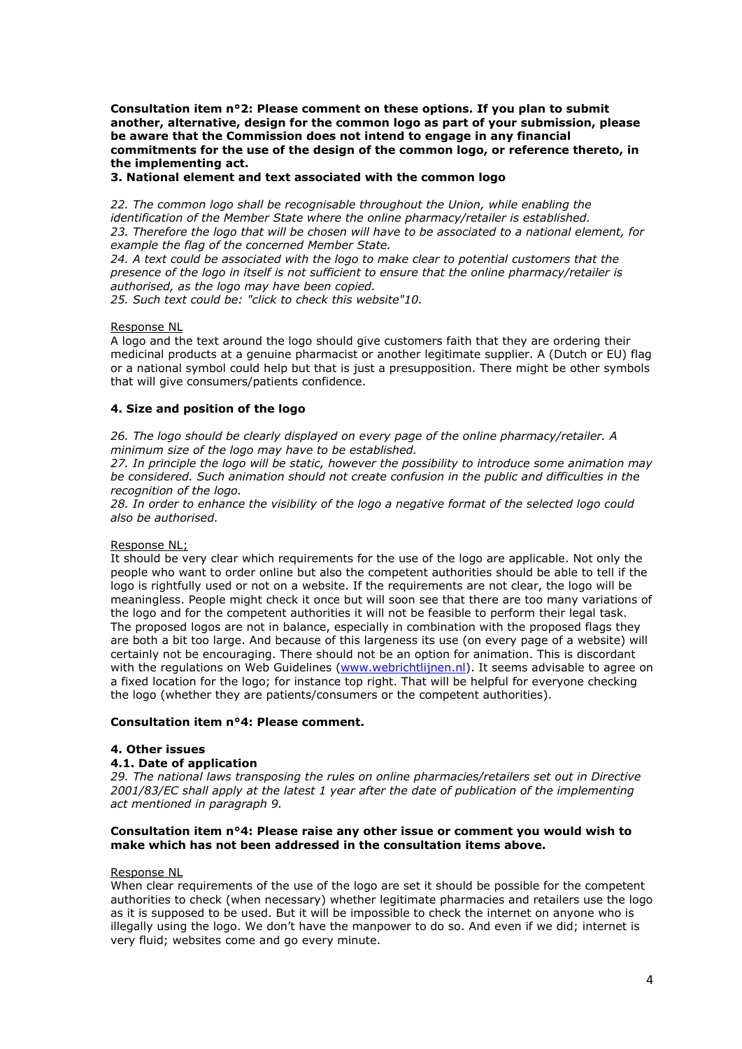**Consultation item n°2: Please comment on these options. If you plan to submit another, alternative, design for the common logo as part of your submission, please be aware that the Commission does not intend to engage in any financial commitments for the use of the design of the common logo, or reference thereto, in the implementing act.**

**3. National element and text associated with the common logo**

*22. The common logo shall be recognisable throughout the Union, while enabling the identification of the Member State where the online pharmacy/retailer is established.*
*23. Therefore the logo that will be chosen will have to be associated to a national element, for example the flag of the concerned Member State.*
*24. A text could be associated with the logo to make clear to potential customers that the presence of the logo in itself is not sufficient to ensure that the online pharmacy/retailer is authorised, as the logo may have been copied.*
*25. Such text could be: "click to check this website"10.*

Response NL

A logo and the text around the logo should give customers faith that they are ordering their medicinal products at a genuine pharmacist or another legitimate supplier. A (Dutch or EU) flag or a national symbol could help but that is just a presupposition. There might be other symbols that will give consumers/patients confidence.

**4. Size and position of the logo**

*26. The logo should be clearly displayed on every page of the online pharmacy/retailer. A minimum size of the logo may have to be established.*
*27. In principle the logo will be static, however the possibility to introduce some animation may be considered. Such animation should not create confusion in the public and difficulties in the recognition of the logo.*
*28. In order to enhance the visibility of the logo a negative format of the selected logo could also be authorised.*

Response NL;

It should be very clear which requirements for the use of the logo are applicable. Not only the people who want to order online but also the competent authorities should be able to tell if the logo is rightfully used or not on a website. If the requirements are not clear, the logo will be meaningless. People might check it once but will soon see that there are too many variations of the logo and for the competent authorities it will not be feasible to perform their legal task. The proposed logos are not in balance, especially in combination with the proposed flags they are both a bit too large. And because of this largeness its use (on every page of a website) will certainly not be encouraging. There should not be an option for animation. This is discordant with the regulations on Web Guidelines (www.webrichtlijnen.nl). It seems advisable to agree on a fixed location for the logo; for instance top right. That will be helpful for everyone checking the logo (whether they are patients/consumers or the competent authorities).

**Consultation item n°4: Please comment.**

**4. Other issues**

**4.1. Date of application**

*29. The national laws transposing the rules on online pharmacies/retailers set out in Directive 2001/83/EC shall apply at the latest 1 year after the date of publication of the implementing act mentioned in paragraph 9.*

**Consultation item n°4: Please raise any other issue or comment you would wish to make which has not been addressed in the consultation items above.**

Response NL

When clear requirements of the use of the logo are set it should be possible for the competent authorities to check (when necessary) whether legitimate pharmacies and retailers use the logo as it is supposed to be used. But it will be impossible to check the internet on anyone who is illegally using the logo. We don't have the manpower to do so. And even if we did; internet is very fluid; websites come and go every minute.